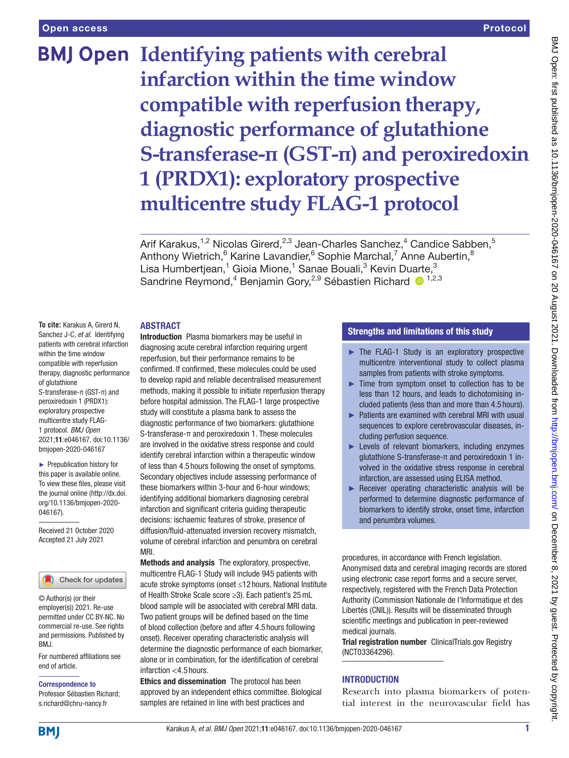Open access

Protocol

# Identifying patients with cerebral infarction within the time window compatible with reperfusion therapy, diagnostic performance of glutathione S-transferase-π (GST-π) and peroxiredoxin 1 (PRDX1): exploratory prospective multicentre study FLAG-1 protocol

Arif Karakus,[1,2] Nicolas Girerd,[2,3] Jean-Charles Sanchez,[4] Candice Sabben,[5] Anthony Wietrich,[6] Karine Lavandier,[6] Sophie Marchal,[7] Anne Aubertin,[8] Lisa Humbertjean,[1] Gioia Mione,[1] Sanae Bouali,[3] Kevin Duarte,[3] Sandrine Reymond,[4] Benjamin Gory,[2,9] Sébastien Richard [1,2,3]

**To cite:** Karakus A, Girerd N, Sanchez J-C, *et al*. Identifying patients with cerebral infarction within the time window compatible with reperfusion therapy, diagnostic performance of glutathione S-transferase-π (GST-π) and peroxiredoxin 1 (PRDX1): exploratory prospective multicentre study FLAG-1 protocol. *BMJ Open* 2021;**11**:e046167. doi:10.1136/bmjopen-2020-046167

► Prepublication history for this paper is available online. To view these files, please visit the journal online (http://dx.doi.org/10.1136/bmjopen-2020-046167).

Received 21 October 2020
Accepted 21 July 2021

© Author(s) (or their employer(s)) 2021. Re-use permitted under CC BY-NC. No commercial re-use. See rights and permissions. Published by BMJ.

For numbered affiliations see end of article.

**Correspondence to**
Professor Sébastien Richard; s.richard@chru-nancy.fr

## ABSTRACT

**Introduction** Plasma biomarkers may be useful in diagnosing acute cerebral infarction requiring urgent reperfusion, but their performance remains to be confirmed. If confirmed, these molecules could be used to develop rapid and reliable decentralised measurement methods, making it possible to initiate reperfusion therapy before hospital admission. The FLAG-1 large prospective study will constitute a plasma bank to assess the diagnostic performance of two biomarkers: glutathione S-transferase-π and peroxiredoxin 1. These molecules are involved in the oxidative stress response and could identify cerebral infarction within a therapeutic window of less than 4.5 hours following the onset of symptoms. Secondary objectives include assessing performance of these biomarkers within 3-hour and 6-hour windows; identifying additional biomarkers diagnosing cerebral infarction and significant criteria guiding therapeutic decisions: ischaemic features of stroke, presence of diffusion/fluid-attenuated inversion recovery mismatch, volume of cerebral infarction and penumbra on cerebral MRI.

**Methods and analysis** The exploratory, prospective, multicentre FLAG-1 Study will include 945 patients with acute stroke symptoms (onset ≤12 hours, National Institute of Health Stroke Scale score ≥3). Each patient's 25 mL blood sample will be associated with cerebral MRI data. Two patient groups will be defined based on the time of blood collection (before and after 4.5 hours following onset). Receiver operating characteristic analysis will determine the diagnostic performance of each biomarker, alone or in combination, for the identification of cerebral infarction <4.5 hours.

**Ethics and dissemination** The protocol has been approved by an independent ethics committee. Biological samples are retained in line with best practices and procedures, in accordance with French legislation. Anonymised data and cerebral imaging records are stored using electronic case report forms and a secure server, respectively, registered with the French Data Protection Authority (Commission Nationale de l'Informatique et des Libertés (CNIL)). Results will be disseminated through scientific meetings and publication in peer-reviewed medical journals.

**Trial registration number** ClinicalTrials.gov Registry (NCT03364296).

### Strengths and limitations of this study

- ► The FLAG-1 Study is an exploratory prospective multicentre interventional study to collect plasma samples from patients with stroke symptoms.
- ► Time from symptom onset to collection has to be less than 12 hours, and leads to dichotomising included patients (less than and more than 4.5 hours).
- ► Patients are examined with cerebral MRI with usual sequences to explore cerebrovascular diseases, including perfusion sequence.
- ► Levels of relevant biomarkers, including enzymes glutathione S-transferase-π and peroxiredoxin 1 involved in the oxidative stress response in cerebral infarction, are assessed using ELISA method.
- ► Receiver operating characteristic analysis will be performed to determine diagnostic performance of biomarkers to identify stroke, onset time, infarction and penumbra volumes.

## INTRODUCTION

Research into plasma biomarkers of potential interest in the neurovascular field has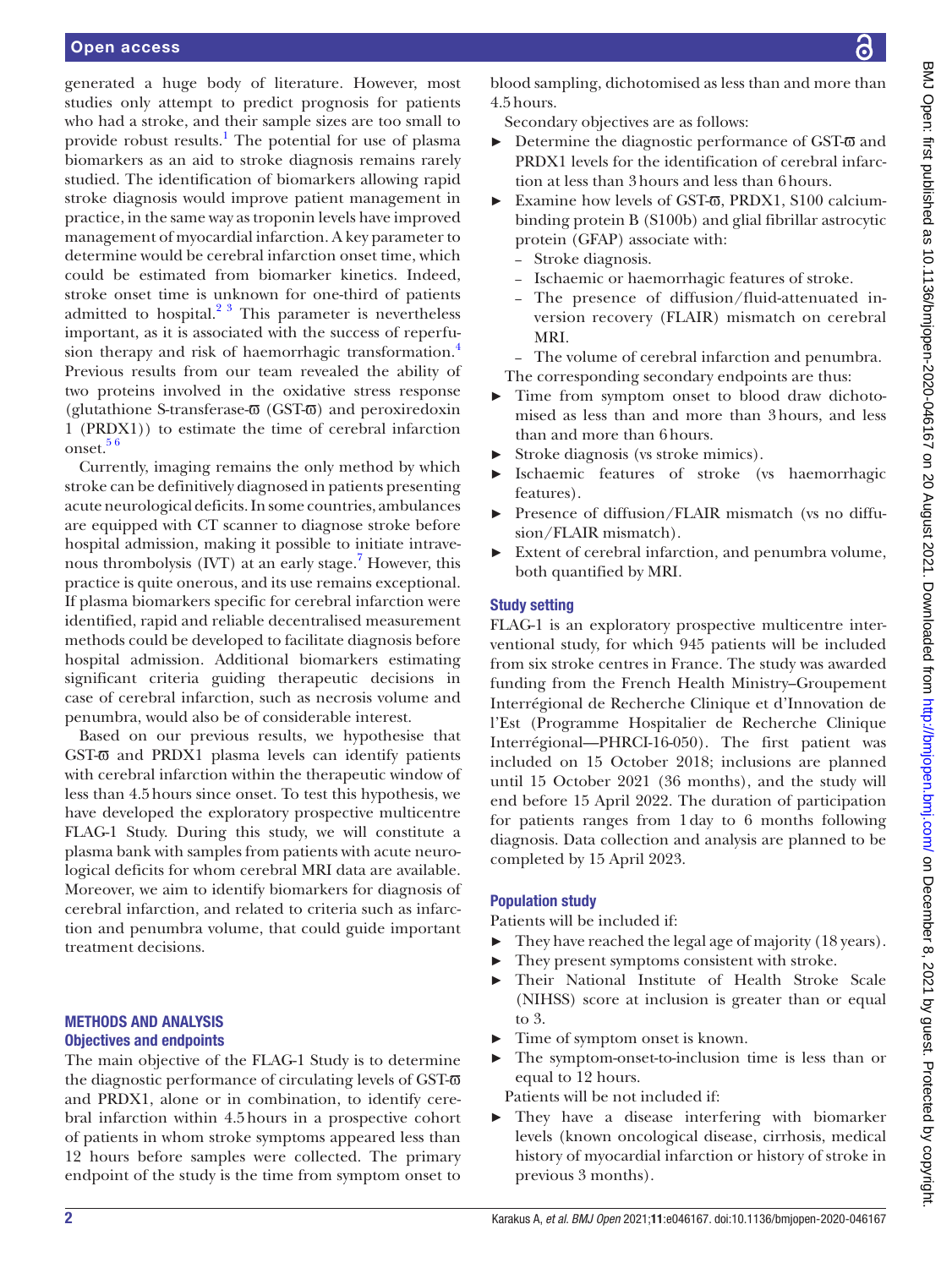generated a huge body of literature. However, most studies only attempt to predict prognosis for patients who had a stroke, and their sample sizes are too small to provide robust results.[1] The potential for use of plasma biomarkers as an aid to stroke diagnosis remains rarely studied. The identification of biomarkers allowing rapid stroke diagnosis would improve patient management in practice, in the same way as troponin levels have improved management of myocardial infarction. A key parameter to determine would be cerebral infarction onset time, which could be estimated from biomarker kinetics. Indeed, stroke onset time is unknown for one-third of patients admitted to hospital.[2 3] This parameter is nevertheless important, as it is associated with the success of reperfusion therapy and risk of haemorrhagic transformation.[4] Previous results from our team revealed the ability of two proteins involved in the oxidative stress response (glutathione S-transferase-ϖ (GST-ϖ) and peroxiredoxin 1 (PRDX1)) to estimate the time of cerebral infarction onset.[5 6]

Currently, imaging remains the only method by which stroke can be definitively diagnosed in patients presenting acute neurological deficits. In some countries, ambulances are equipped with CT scanner to diagnose stroke before hospital admission, making it possible to initiate intravenous thrombolysis (IVT) at an early stage.[7] However, this practice is quite onerous, and its use remains exceptional. If plasma biomarkers specific for cerebral infarction were identified, rapid and reliable decentralised measurement methods could be developed to facilitate diagnosis before hospital admission. Additional biomarkers estimating significant criteria guiding therapeutic decisions in case of cerebral infarction, such as necrosis volume and penumbra, would also be of considerable interest.

Based on our previous results, we hypothesise that GST-ϖ and PRDX1 plasma levels can identify patients with cerebral infarction within the therapeutic window of less than 4.5 hours since onset. To test this hypothesis, we have developed the exploratory prospective multicentre FLAG-1 Study. During this study, we will constitute a plasma bank with samples from patients with acute neurological deficits for whom cerebral MRI data are available. Moreover, we aim to identify biomarkers for diagnosis of cerebral infarction, and related to criteria such as infarction and penumbra volume, that could guide important treatment decisions.

## METHODS AND ANALYSIS

### Objectives and endpoints

The main objective of the FLAG-1 Study is to determine the diagnostic performance of circulating levels of GST-ϖ and PRDX1, alone or in combination, to identify cerebral infarction within 4.5 hours in a prospective cohort of patients in whom stroke symptoms appeared less than 12 hours before samples were collected. The primary endpoint of the study is the time from symptom onset to blood sampling, dichotomised as less than and more than 4.5 hours.

Secondary objectives are as follows:

- Determine the diagnostic performance of GST-ϖ and PRDX1 levels for the identification of cerebral infarction at less than 3 hours and less than 6 hours.
- Examine how levels of GST-ϖ, PRDX1, S100 calcium-binding protein B (S100b) and glial fibrillar astrocytic protein (GFAP) associate with:
  - Stroke diagnosis.
  - Ischaemic or haemorrhagic features of stroke.
  - The presence of diffusion/fluid-attenuated inversion recovery (FLAIR) mismatch on cerebral MRI.
  - The volume of cerebral infarction and penumbra.

The corresponding secondary endpoints are thus:

- Time from symptom onset to blood draw dichotomised as less than and more than 3 hours, and less than and more than 6 hours.
- Stroke diagnosis (vs stroke mimics).
- Ischaemic features of stroke (vs haemorrhagic features).
- Presence of diffusion/FLAIR mismatch (vs no diffusion/FLAIR mismatch).
- Extent of cerebral infarction, and penumbra volume, both quantified by MRI.

### Study setting

FLAG-1 is an exploratory prospective multicentre interventional study, for which 945 patients will be included from six stroke centres in France. The study was awarded funding from the French Health Ministry–Groupement Interrégional de Recherche Clinique et d'Innovation de l'Est (Programme Hospitalier de Recherche Clinique Interrégional—PHRCI-16-050). The first patient was included on 15 October 2018; inclusions are planned until 15 October 2021 (36 months), and the study will end before 15 April 2022. The duration of participation for patients ranges from 1 day to 6 months following diagnosis. Data collection and analysis are planned to be completed by 15 April 2023.

### Population study

Patients will be included if:

- They have reached the legal age of majority (18 years).
- They present symptoms consistent with stroke.
- Their National Institute of Health Stroke Scale (NIHSS) score at inclusion is greater than or equal to 3.
- Time of symptom onset is known.
- The symptom-onset-to-inclusion time is less than or equal to 12 hours.

Patients will be not included if:

- They have a disease interfering with biomarker levels (known oncological disease, cirrhosis, medical history of myocardial infarction or history of stroke in previous 3 months).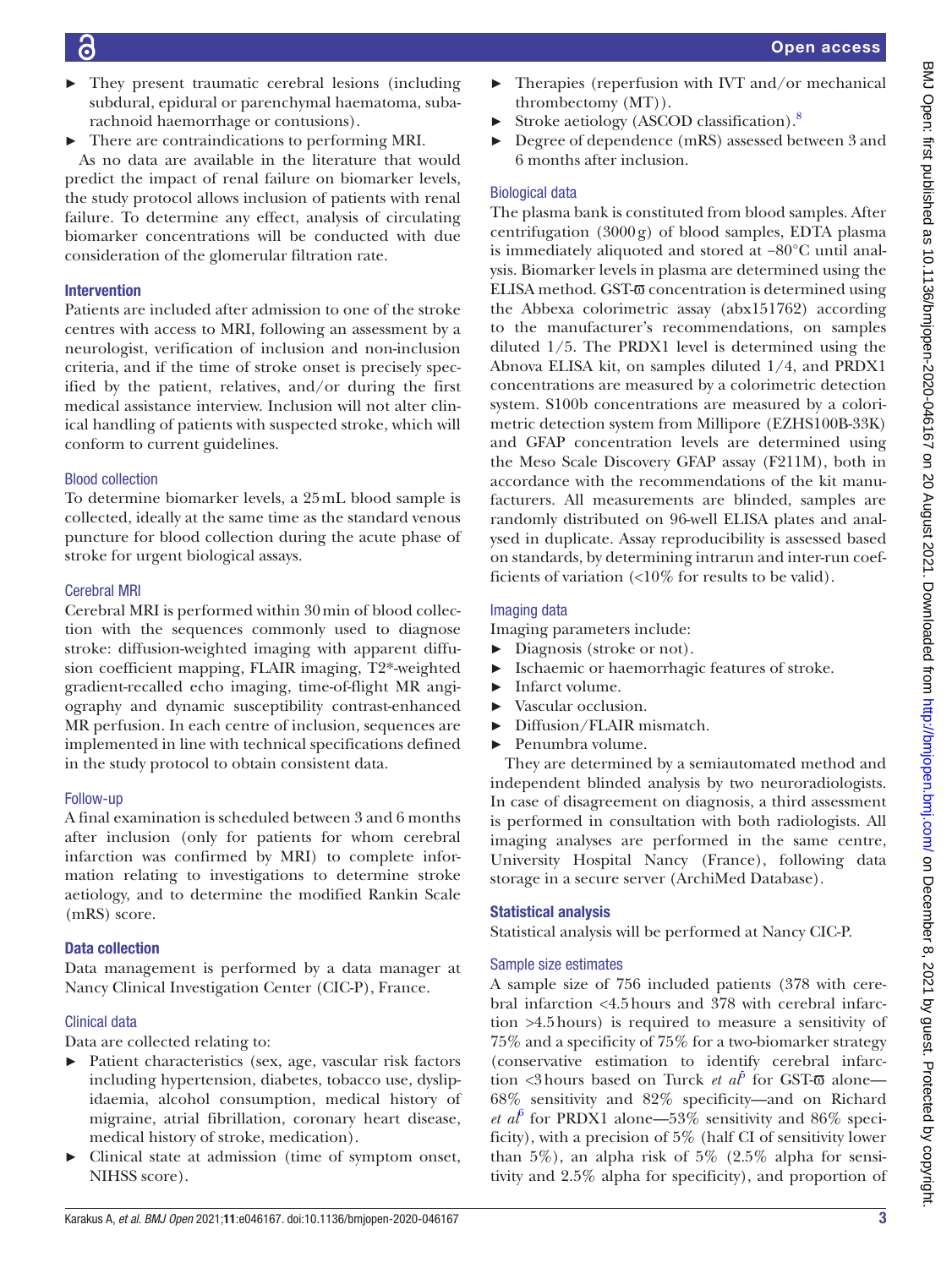- They present traumatic cerebral lesions (including subdural, epidural or parenchymal haematoma, subarachnoid haemorrhage or contusions).
- There are contraindications to performing MRI.

As no data are available in the literature that would predict the impact of renal failure on biomarker levels, the study protocol allows inclusion of patients with renal failure. To determine any effect, analysis of circulating biomarker concentrations will be conducted with due consideration of the glomerular filtration rate.

## Intervention

Patients are included after admission to one of the stroke centres with access to MRI, following an assessment by a neurologist, verification of inclusion and non-inclusion criteria, and if the time of stroke onset is precisely specified by the patient, relatives, and/or during the first medical assistance interview. Inclusion will not alter clinical handling of patients with suspected stroke, which will conform to current guidelines.

### Blood collection

To determine biomarker levels, a 25 mL blood sample is collected, ideally at the same time as the standard venous puncture for blood collection during the acute phase of stroke for urgent biological assays.

### Cerebral MRI

Cerebral MRI is performed within 30 min of blood collection with the sequences commonly used to diagnose stroke: diffusion-weighted imaging with apparent diffusion coefficient mapping, FLAIR imaging, T2*-weighted gradient-recalled echo imaging, time-of-flight MR angiography and dynamic susceptibility contrast-enhanced MR perfusion. In each centre of inclusion, sequences are implemented in line with technical specifications defined in the study protocol to obtain consistent data.

### Follow-up

A final examination is scheduled between 3 and 6 months after inclusion (only for patients for whom cerebral infarction was confirmed by MRI) to complete information relating to investigations to determine stroke aetiology, and to determine the modified Rankin Scale (mRS) score.

## Data collection

Data management is performed by a data manager at Nancy Clinical Investigation Center (CIC-P), France.

### Clinical data

Data are collected relating to:

- Patient characteristics (sex, age, vascular risk factors including hypertension, diabetes, tobacco use, dyslipidaemia, alcohol consumption, medical history of migraine, atrial fibrillation, coronary heart disease, medical history of stroke, medication).
- Clinical state at admission (time of symptom onset, NIHSS score).
- Therapies (reperfusion with IVT and/or mechanical thrombectomy (MT)).
- Stroke aetiology (ASCOD classification).[8]
- Degree of dependence (mRS) assessed between 3 and 6 months after inclusion.

### Biological data

The plasma bank is constituted from blood samples. After centrifugation (3000 g) of blood samples, EDTA plasma is immediately aliquoted and stored at −80°C until analysis. Biomarker levels in plasma are determined using the ELISA method. GST-ϖ concentration is determined using the Abbexa colorimetric assay (abx151762) according to the manufacturer's recommendations, on samples diluted 1/5. The PRDX1 level is determined using the Abnova ELISA kit, on samples diluted 1/4, and PRDX1 concentrations are measured by a colorimetric detection system. S100b concentrations are measured by a colorimetric detection system from Millipore (EZHS100B-33K) and GFAP concentration levels are determined using the Meso Scale Discovery GFAP assay (F211M), both in accordance with the recommendations of the kit manufacturers. All measurements are blinded, samples are randomly distributed on 96-well ELISA plates and analysed in duplicate. Assay reproducibility is assessed based on standards, by determining intrarun and inter-run coefficients of variation (<10% for results to be valid).

### Imaging data

Imaging parameters include:

- Diagnosis (stroke or not).
- Ischaemic or haemorrhagic features of stroke.
- Infarct volume.
- Vascular occlusion.
- Diffusion/FLAIR mismatch.
- Penumbra volume.

They are determined by a semiautomated method and independent blinded analysis by two neuroradiologists. In case of disagreement on diagnosis, a third assessment is performed in consultation with both radiologists. All imaging analyses are performed in the same centre, University Hospital Nancy (France), following data storage in a secure server (ArchiMed Database).

## Statistical analysis

Statistical analysis will be performed at Nancy CIC-P.

### Sample size estimates

A sample size of 756 included patients (378 with cerebral infarction <4.5 hours and 378 with cerebral infarction >4.5 hours) is required to measure a sensitivity of 75% and a specificity of 75% for a two-biomarker strategy (conservative estimation to identify cerebral infarction <3 hours based on Turck *et al*[5] for GST-ϖ alone—68% sensitivity and 82% specificity—and on Richard *et al*[6] for PRDX1 alone—53% sensitivity and 86% specificity), with a precision of 5% (half CI of sensitivity lower than 5%), an alpha risk of 5% (2.5% alpha for sensitivity and 2.5% alpha for specificity), and proportion of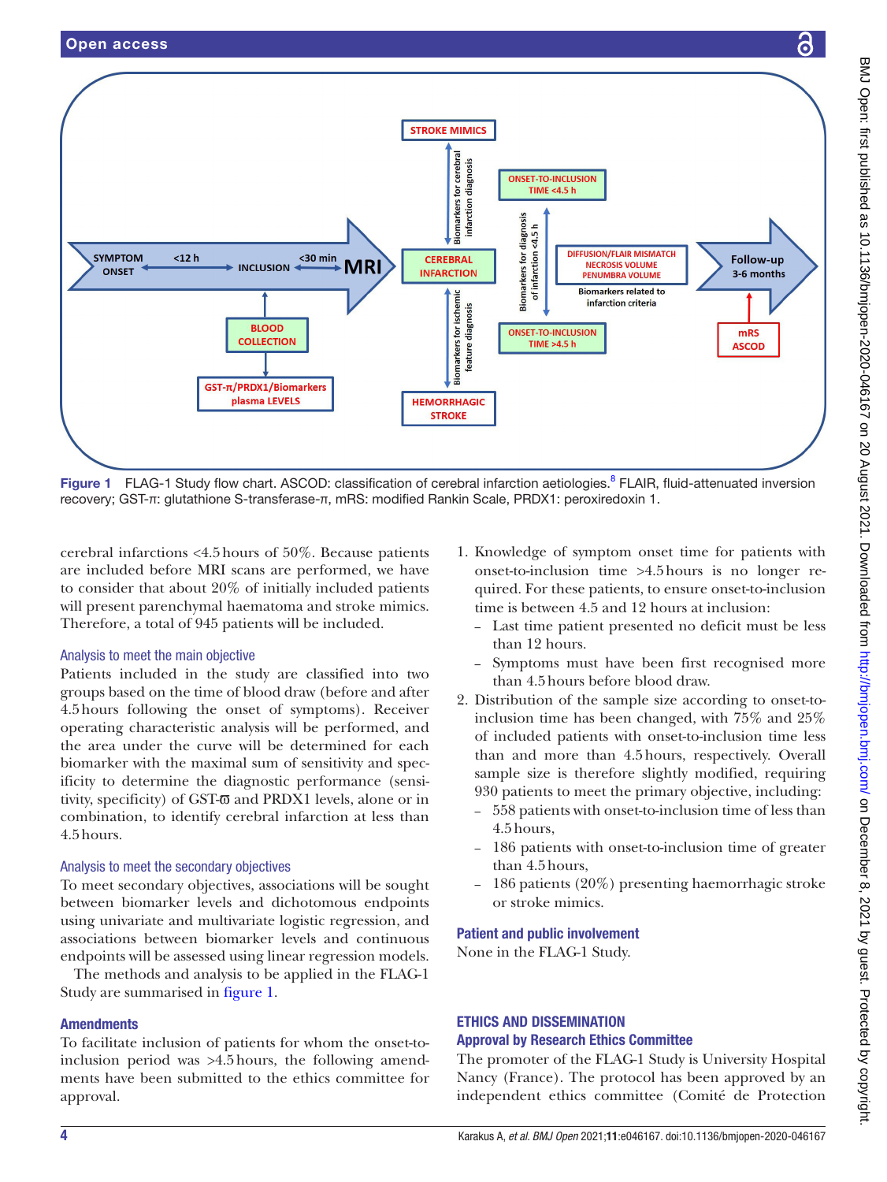Figure 1 FLAG-1 Study flow chart. ASCOD: classification of cerebral infarction aetiologies.[8] FLAIR, fluid-attenuated inversion recovery; GST-π: glutathione S-transferase-π, mRS: modified Rankin Scale, PRDX1: peroxiredoxin 1.

cerebral infarctions <4.5 hours of 50%. Because patients are included before MRI scans are performed, we have to consider that about 20% of initially included patients will present parenchymal haematoma and stroke mimics. Therefore, a total of 945 patients will be included.

### Analysis to meet the main objective

Patients included in the study are classified into two groups based on the time of blood draw (before and after 4.5 hours following the onset of symptoms). Receiver operating characteristic analysis will be performed, and the area under the curve will be determined for each biomarker with the maximal sum of sensitivity and specificity to determine the diagnostic performance (sensitivity, specificity) of GST-ϖ and PRDX1 levels, alone or in combination, to identify cerebral infarction at less than 4.5 hours.

### Analysis to meet the secondary objectives

To meet secondary objectives, associations will be sought between biomarker levels and dichotomous endpoints using univariate and multivariate logistic regression, and associations between biomarker levels and continuous endpoints will be assessed using linear regression models.

The methods and analysis to be applied in the FLAG-1 Study are summarised in figure 1.

### Amendments

To facilitate inclusion of patients for whom the onset-to-inclusion period was >4.5 hours, the following amendments have been submitted to the ethics committee for approval.

1. Knowledge of symptom onset time for patients with onset-to-inclusion time >4.5 hours is no longer required. For these patients, to ensure onset-to-inclusion time is between 4.5 and 12 hours at inclusion:
   - Last time patient presented no deficit must be less than 12 hours.
   - Symptoms must have been first recognised more than 4.5 hours before blood draw.
2. Distribution of the sample size according to onset-to-inclusion time has been changed, with 75% and 25% of included patients with onset-to-inclusion time less than and more than 4.5 hours, respectively. Overall sample size is therefore slightly modified, requiring 930 patients to meet the primary objective, including:
   - 558 patients with onset-to-inclusion time of less than 4.5 hours,
   - 186 patients with onset-to-inclusion time of greater than 4.5 hours,
   - 186 patients (20%) presenting haemorrhagic stroke or stroke mimics.

### Patient and public involvement

None in the FLAG-1 Study.

## ETHICS AND DISSEMINATION

### Approval by Research Ethics Committee

The promoter of the FLAG-1 Study is University Hospital Nancy (France). The protocol has been approved by an independent ethics committee (Comité de Protection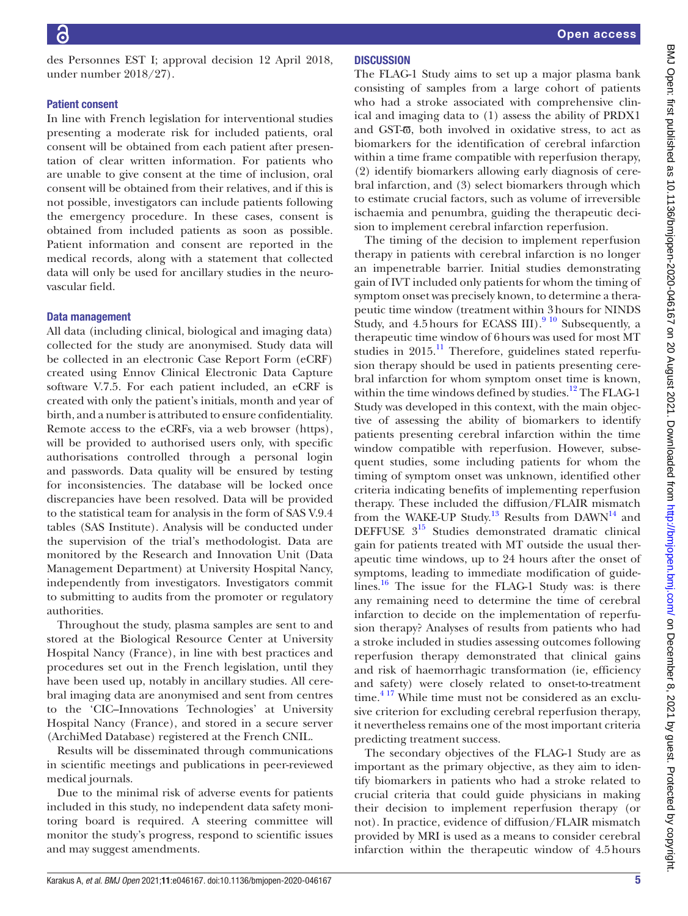des Personnes EST I; approval decision 12 April 2018, under number 2018/27).

### Patient consent

In line with French legislation for interventional studies presenting a moderate risk for included patients, oral consent will be obtained from each patient after presentation of clear written information. For patients who are unable to give consent at the time of inclusion, oral consent will be obtained from their relatives, and if this is not possible, investigators can include patients following the emergency procedure. In these cases, consent is obtained from included patients as soon as possible. Patient information and consent are reported in the medical records, along with a statement that collected data will only be used for ancillary studies in the neurovascular field.

### Data management

All data (including clinical, biological and imaging data) collected for the study are anonymised. Study data will be collected in an electronic Case Report Form (eCRF) created using Ennov Clinical Electronic Data Capture software V.7.5. For each patient included, an eCRF is created with only the patient's initials, month and year of birth, and a number is attributed to ensure confidentiality. Remote access to the eCRFs, via a web browser (https), will be provided to authorised users only, with specific authorisations controlled through a personal login and passwords. Data quality will be ensured by testing for inconsistencies. The database will be locked once discrepancies have been resolved. Data will be provided to the statistical team for analysis in the form of SAS V.9.4 tables (SAS Institute). Analysis will be conducted under the supervision of the trial's methodologist. Data are monitored by the Research and Innovation Unit (Data Management Department) at University Hospital Nancy, independently from investigators. Investigators commit to submitting to audits from the promoter or regulatory authorities.

Throughout the study, plasma samples are sent to and stored at the Biological Resource Center at University Hospital Nancy (France), in line with best practices and procedures set out in the French legislation, until they have been used up, notably in ancillary studies. All cerebral imaging data are anonymised and sent from centres to the 'CIC–Innovations Technologies' at University Hospital Nancy (France), and stored in a secure server (ArchiMed Database) registered at the French CNIL.

Results will be disseminated through communications in scientific meetings and publications in peer-reviewed medical journals.

Due to the minimal risk of adverse events for patients included in this study, no independent data safety monitoring board is required. A steering committee will monitor the study's progress, respond to scientific issues and may suggest amendments.

## DISCUSSION

The FLAG-1 Study aims to set up a major plasma bank consisting of samples from a large cohort of patients who had a stroke associated with comprehensive clinical and imaging data to (1) assess the ability of PRDX1 and GST-ϖ, both involved in oxidative stress, to act as biomarkers for the identification of cerebral infarction within a time frame compatible with reperfusion therapy, (2) identify biomarkers allowing early diagnosis of cerebral infarction, and (3) select biomarkers through which to estimate crucial factors, such as volume of irreversible ischaemia and penumbra, guiding the therapeutic decision to implement cerebral infarction reperfusion.

The timing of the decision to implement reperfusion therapy in patients with cerebral infarction is no longer an impenetrable barrier. Initial studies demonstrating gain of IVT included only patients for whom the timing of symptom onset was precisely known, to determine a therapeutic time window (treatment within 3 hours for NINDS Study, and 4.5 hours for ECASS III).[9,10] Subsequently, a therapeutic time window of 6 hours was used for most MT studies in 2015.[11] Therefore, guidelines stated reperfusion therapy should be used in patients presenting cerebral infarction for whom symptom onset time is known, within the time windows defined by studies.[12] The FLAG-1 Study was developed in this context, with the main objective of assessing the ability of biomarkers to identify patients presenting cerebral infarction within the time window compatible with reperfusion. However, subsequent studies, some including patients for whom the timing of symptom onset was unknown, identified other criteria indicating benefits of implementing reperfusion therapy. These included the diffusion/FLAIR mismatch from the WAKE-UP Study.[13] Results from DAWN[14] and DEFFUSE 3[15] Studies demonstrated dramatic clinical gain for patients treated with MT outside the usual therapeutic time windows, up to 24 hours after the onset of symptoms, leading to immediate modification of guidelines.[16] The issue for the FLAG-1 Study was: is there any remaining need to determine the time of cerebral infarction to decide on the implementation of reperfusion therapy? Analyses of results from patients who had a stroke included in studies assessing outcomes following reperfusion therapy demonstrated that clinical gains and risk of haemorrhagic transformation (ie, efficiency and safety) were closely related to onset-to-treatment time.[4,17] While time must not be considered as an exclusive criterion for excluding cerebral reperfusion therapy, it nevertheless remains one of the most important criteria predicting treatment success.

The secondary objectives of the FLAG-1 Study are as important as the primary objective, as they aim to identify biomarkers in patients who had a stroke related to crucial criteria that could guide physicians in making their decision to implement reperfusion therapy (or not). In practice, evidence of diffusion/FLAIR mismatch provided by MRI is used as a means to consider cerebral infarction within the therapeutic window of 4.5 hours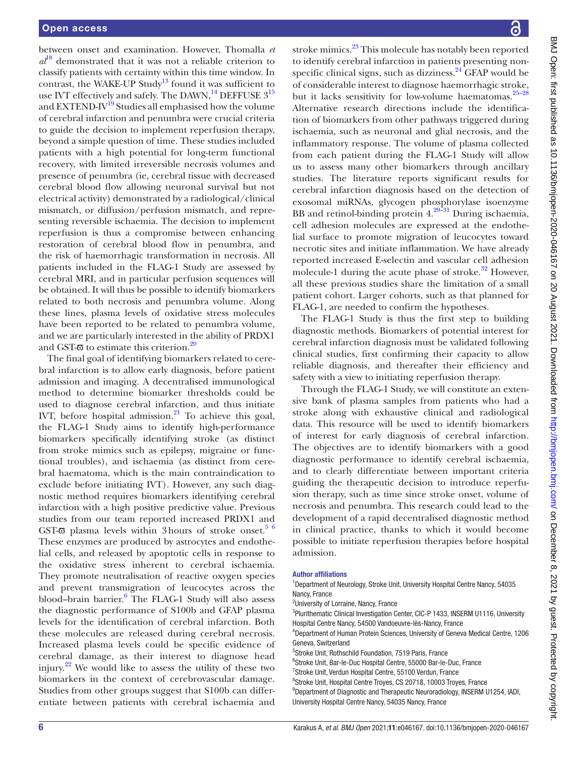between onset and examination. However, Thomalla *et al*[18] demonstrated that it was not a reliable criterion to classify patients with certainty within this time window. In contrast, the WAKE-UP Study[13] found it was sufficient to use IVT effectively and safely. The DAWN,[14] DEFFUSE 3[15] and EXTEND-IV[19] Studies all emphasised how the volume of cerebral infarction and penumbra were crucial criteria to guide the decision to implement reperfusion therapy, beyond a simple question of time. These studies included patients with a high potential for long-term functional recovery, with limited irreversible necrosis volumes and presence of penumbra (ie, cerebral tissue with decreased cerebral blood flow allowing neuronal survival but not electrical activity) demonstrated by a radiological/clinical mismatch, or diffusion/perfusion mismatch, and representing reversible ischaemia. The decision to implement reperfusion is thus a compromise between enhancing restoration of cerebral blood flow in penumbra, and the risk of haemorrhagic transformation in necrosis. All patients included in the FLAG-1 Study are assessed by cerebral MRI, and in particular perfusion sequences will be obtained. It will thus be possible to identify biomarkers related to both necrosis and penumbra volume. Along these lines, plasma levels of oxidative stress molecules have been reported to be related to penumbra volume, and we are particularly interested in the ability of PRDX1 and GST-ϖ to estimate this criterion.[20]

The final goal of identifying biomarkers related to cerebral infarction is to allow early diagnosis, before patient admission and imaging. A decentralised immunological method to determine biomarker thresholds could be used to diagnose cerebral infarction, and thus initiate IVT, before hospital admission.[21] To achieve this goal, the FLAG-1 Study aims to identify high-performance biomarkers specifically identifying stroke (as distinct from stroke mimics such as epilepsy, migraine or functional troubles), and ischaemia (as distinct from cerebral haematoma, which is the main contraindication to exclude before initiating IVT). However, any such diagnostic method requires biomarkers identifying cerebral infarction with a high positive predictive value. Previous studies from our team reported increased PRDX1 and GST-ϖ plasma levels within 3 hours of stroke onset.[5 6] These enzymes are produced by astrocytes and endothelial cells, and released by apoptotic cells in response to the oxidative stress inherent to cerebral ischaemia. They promote neutralisation of reactive oxygen species and prevent transmigration of leucocytes across the blood–brain barrier.[6] The FLAG-1 Study will also assess the diagnostic performance of S100b and GFAP plasma levels for the identification of cerebral infarction. Both these molecules are released during cerebral necrosis. Increased plasma levels could be specific evidence of cerebral damage, as their interest to diagnose head injury.[22] We would like to assess the utility of these two biomarkers in the context of cerebrovascular damage. Studies from other groups suggest that S100b can differentiate between patients with cerebral ischaemia and stroke mimics.[23] This molecule has notably been reported to identify cerebral infarction in patients presenting non-specific clinical signs, such as dizziness.[24] GFAP would be of considerable interest to diagnose haemorrhagic stroke, but it lacks sensitivity for low-volume haematomas.[25–28] Alternative research directions include the identification of biomarkers from other pathways triggered during ischaemia, such as neuronal and glial necrosis, and the inflammatory response. The volume of plasma collected from each patient during the FLAG-1 Study will allow us to assess many other biomarkers through ancillary studies. The literature reports significant results for cerebral infarction diagnosis based on the detection of exosomal miRNAs, glycogen phosphorylase isoenzyme BB and retinol-binding protein 4.[29–31] During ischaemia, cell adhesion molecules are expressed at the endothelial surface to promote migration of leucocytes toward necrotic sites and initiate inflammation. We have already reported increased E-selectin and vascular cell adhesion molecule-1 during the acute phase of stroke.[32] However, all these previous studies share the limitation of a small patient cohort. Larger cohorts, such as that planned for FLAG-1, are needed to confirm the hypotheses.

The FLAG-1 Study is thus the first step to building diagnostic methods. Biomarkers of potential interest for cerebral infarction diagnosis must be validated following clinical studies, first confirming their capacity to allow reliable diagnosis, and thereafter their efficiency and safety with a view to initiating reperfusion therapy.

Through the FLAG-1 Study, we will constitute an extensive bank of plasma samples from patients who had a stroke along with exhaustive clinical and radiological data. This resource will be used to identify biomarkers of interest for early diagnosis of cerebral infarction. The objectives are to identify biomarkers with a good diagnostic performance to identify cerebral ischaemia, and to clearly differentiate between important criteria guiding the therapeutic decision to introduce reperfusion therapy, such as time since stroke onset, volume of necrosis and penumbra. This research could lead to the development of a rapid decentralised diagnostic method in clinical practice, thanks to which it would become possible to initiate reperfusion therapies before hospital admission.

#### Author affiliations

[1]Department of Neurology, Stroke Unit, University Hospital Centre Nancy, 54035 Nancy, France
[2]University of Lorraine, Nancy, France
[3]Plurithematic Clinical Investigation Center, CIC-P 1433, INSERM U1116, University Hospital Centre Nancy, 54500 Vandoeuvre-lès-Nancy, France
[4]Department of Human Protein Sciences, University of Geneva Medical Centre, 1206 Geneva, Switzerland
[5]Stroke Unit, Rothschild Foundation, 7519 Paris, France
[6]Stroke Unit, Bar-le-Duc Hospital Centre, 55000 Bar-le-Duc, France
[7]Stroke Unit, Verdun Hospital Centre, 55100 Verdun, France
[8]Stroke Unit, Hospital Centre Troyes, CS 20718, 10003 Troyes, France
[9]Department of Diagnostic and Therapeutic Neuroradiology, INSERM U1254, IADI, University Hospital Centre Nancy, 54035 Nancy, France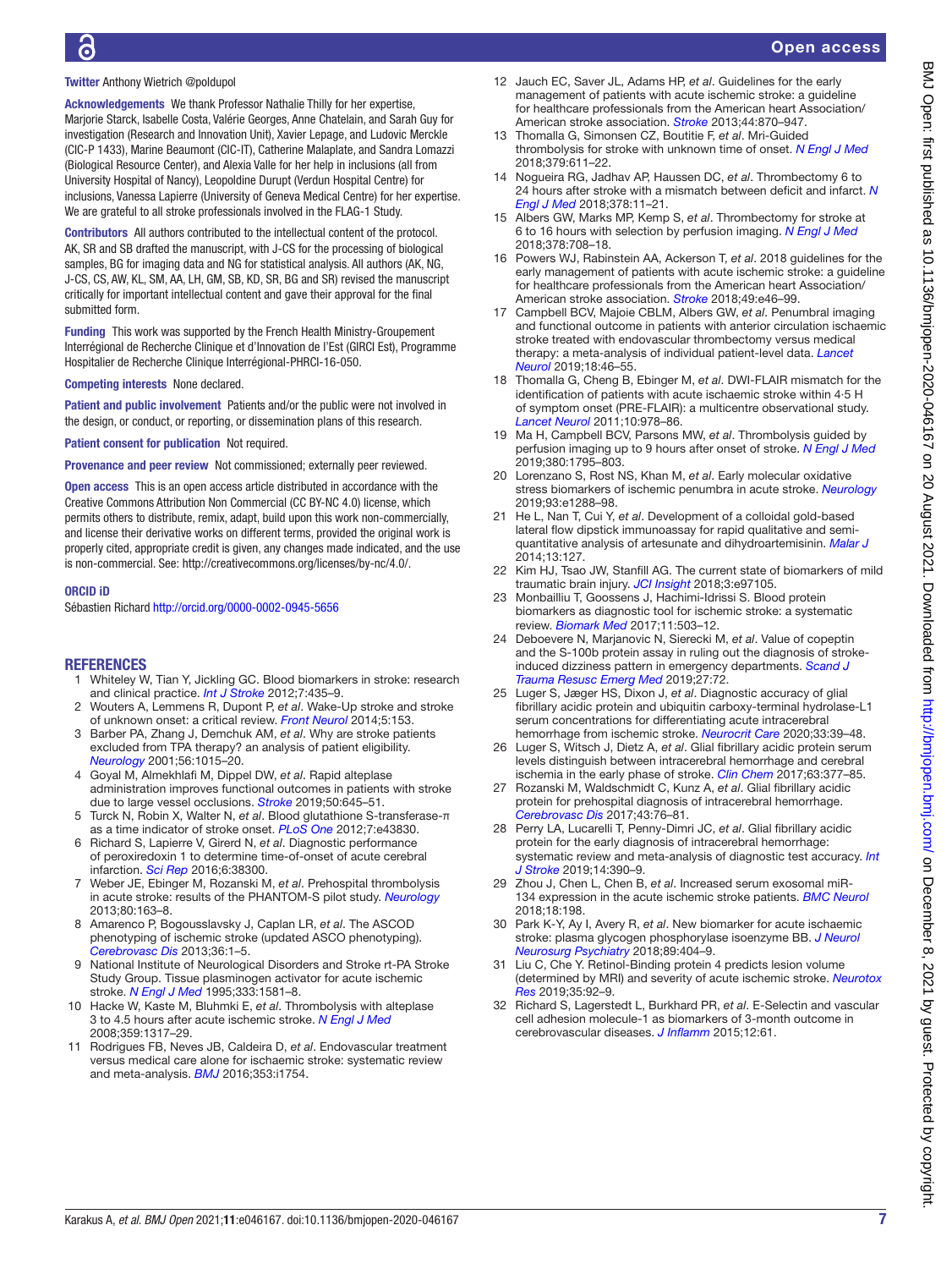**Twitter** Anthony Wietrich @poldupol

**Acknowledgements** We thank Professor Nathalie Thilly for her expertise, Marjorie Starck, Isabelle Costa, Valérie Georges, Anne Chatelain, and Sarah Guy for investigation (Research and Innovation Unit), Xavier Lepage, and Ludovic Merckle (CIC-P 1433), Marine Beaumont (CIC-IT), Catherine Malaplate, and Sandra Lomazzi (Biological Resource Center), and Alexia Valle for her help in inclusions (all from University Hospital of Nancy), Leopoldine Durupt (Verdun Hospital Centre) for inclusions, Vanessa Lapierre (University of Geneva Medical Centre) for her expertise. We are grateful to all stroke professionals involved in the FLAG-1 Study.

**Contributors** All authors contributed to the intellectual content of the protocol. AK, SR and SB drafted the manuscript, with J-CS for the processing of biological samples, BG for imaging data and NG for statistical analysis. All authors (AK, NG, J-CS, CS, AW, KL, SM, AA, LH, GM, SB, KD, SR, BG and SR) revised the manuscript critically for important intellectual content and gave their approval for the final submitted form.

**Funding** This work was supported by the French Health Ministry-Groupement Interrégional de Recherche Clinique et d'Innovation de l'Est (GIRCI Est), Programme Hospitalier de Recherche Clinique Interrégional-PHRCI-16-050.

**Competing interests** None declared.

**Patient and public involvement** Patients and/or the public were not involved in the design, or conduct, or reporting, or dissemination plans of this research.

**Patient consent for publication** Not required.

**Provenance and peer review** Not commissioned; externally peer reviewed.

**Open access** This is an open access article distributed in accordance with the Creative Commons Attribution Non Commercial (CC BY-NC 4.0) license, which permits others to distribute, remix, adapt, build upon this work non-commercially, and license their derivative works on different terms, provided the original work is properly cited, appropriate credit is given, any changes made indicated, and the use is non-commercial. See: http://creativecommons.org/licenses/by-nc/4.0/.

**ORCID iD**

Sébastien Richard http://orcid.org/0000-0002-0945-5656

## REFERENCES

1. Whiteley W, Tian Y, Jickling GC. Blood biomarkers in stroke: research and clinical practice. *Int J Stroke* 2012;7:435–9.
2. Wouters A, Lemmens R, Dupont P, *et al*. Wake-Up stroke and stroke of unknown onset: a critical review. *Front Neurol* 2014;5:153.
3. Barber PA, Zhang J, Demchuk AM, *et al*. Why are stroke patients excluded from TPA therapy? an analysis of patient eligibility. *Neurology* 2001;56:1015–20.
4. Goyal M, Almekhlafi M, Dippel DW, *et al*. Rapid alteplase administration improves functional outcomes in patients with stroke due to large vessel occlusions. *Stroke* 2019;50:645–51.
5. Turck N, Robin X, Walter N, *et al*. Blood glutathione S-transferase-π as a time indicator of stroke onset. *PLoS One* 2012;7:e43830.
6. Richard S, Lapierre V, Girerd N, *et al*. Diagnostic performance of peroxiredoxin 1 to determine time-of-onset of acute cerebral infarction. *Sci Rep* 2016;6:38300.
7. Weber JE, Ebinger M, Rozanski M, *et al*. Prehospital thrombolysis in acute stroke: results of the PHANTOM-S pilot study. *Neurology* 2013;80:163–8.
8. Amarenco P, Bogousslavsky J, Caplan LR, *et al*. The ASCOD phenotyping of ischemic stroke (updated ASCO phenotyping). *Cerebrovasc Dis* 2013;36:1–5.
9. National Institute of Neurological Disorders and Stroke rt-PA Stroke Study Group. Tissue plasminogen activator for acute ischemic stroke. *N Engl J Med* 1995;333:1581–8.
10. Hacke W, Kaste M, Bluhmki E, *et al*. Thrombolysis with alteplase 3 to 4.5 hours after acute ischemic stroke. *N Engl J Med* 2008;359:1317–29.
11. Rodrigues FB, Neves JB, Caldeira D, *et al*. Endovascular treatment versus medical care alone for ischaemic stroke: systematic review and meta-analysis. *BMJ* 2016;353:i1754.
12. Jauch EC, Saver JL, Adams HP, *et al*. Guidelines for the early management of patients with acute ischemic stroke: a guideline for healthcare professionals from the American heart Association/ American stroke association. *Stroke* 2013;44:870–947.
13. Thomalla G, Simonsen CZ, Boutitie F, *et al*. Mri-Guided thrombolysis for stroke with unknown time of onset. *N Engl J Med* 2018;379:611–22.
14. Nogueira RG, Jadhav AP, Haussen DC, *et al*. Thrombectomy 6 to 24 hours after stroke with a mismatch between deficit and infarct. *N Engl J Med* 2018;378:11–21.
15. Albers GW, Marks MP, Kemp S, *et al*. Thrombectomy for stroke at 6 to 16 hours with selection by perfusion imaging. *N Engl J Med* 2018;378:708–18.
16. Powers WJ, Rabinstein AA, Ackerson T, *et al*. 2018 guidelines for the early management of patients with acute ischemic stroke: a guideline for healthcare professionals from the American heart Association/ American stroke association. *Stroke* 2018;49:e46–99.
17. Campbell BCV, Majoie CBLM, Albers GW, *et al*. Penumbral imaging and functional outcome in patients with anterior circulation ischaemic stroke treated with endovascular thrombectomy versus medical therapy: a meta-analysis of individual patient-level data. *Lancet Neurol* 2019;18:46–55.
18. Thomalla G, Cheng B, Ebinger M, *et al*. DWI-FLAIR mismatch for the identification of patients with acute ischaemic stroke within 4·5 H of symptom onset (PRE-FLAIR): a multicentre observational study. *Lancet Neurol* 2011;10:978–86.
19. Ma H, Campbell BCV, Parsons MW, *et al*. Thrombolysis guided by perfusion imaging up to 9 hours after onset of stroke. *N Engl J Med* 2019;380:1795–803.
20. Lorenzano S, Rost NS, Khan M, *et al*. Early molecular oxidative stress biomarkers of ischemic penumbra in acute stroke. *Neurology* 2019;93:e1288–98.
21. He L, Nan T, Cui Y, *et al*. Development of a colloidal gold-based lateral flow dipstick immunoassay for rapid qualitative and semi-quantitative analysis of artesunate and dihydroartemisinin. *Malar J* 2014;13:127.
22. Kim HJ, Tsao JW, Stanfill AG. The current state of biomarkers of mild traumatic brain injury. *JCI Insight* 2018;3:e97105.
23. Monbailliu T, Goossens J, Hachimi-Idrissi S. Blood protein biomarkers as diagnostic tool for ischemic stroke: a systematic review. *Biomark Med* 2017;11:503–12.
24. Deboevere N, Marjanovic N, Sierecki M, *et al*. Value of copeptin and the S-100b protein assay in ruling out the diagnosis of stroke-induced dizziness pattern in emergency departments. *Scand J Trauma Resusc Emerg Med* 2019;27:72.
25. Luger S, Jæger HS, Dixon J, *et al*. Diagnostic accuracy of glial fibrillary acidic protein and ubiquitin carboxy-terminal hydrolase-L1 serum concentrations for differentiating acute intracerebral hemorrhage from ischemic stroke. *Neurocrit Care* 2020;33:39–48.
26. Luger S, Witsch J, Dietz A, *et al*. Glial fibrillary acidic protein serum levels distinguish between intracerebral hemorrhage and cerebral ischemia in the early phase of stroke. *Clin Chem* 2017;63:377–85.
27. Rozanski M, Waldschmidt C, Kunz A, *et al*. Glial fibrillary acidic protein for prehospital diagnosis of intracerebral hemorrhage. *Cerebrovasc Dis* 2017;43:76–81.
28. Perry LA, Lucarelli T, Penny-Dimri JC, *et al*. Glial fibrillary acidic protein for the early diagnosis of intracerebral hemorrhage: systematic review and meta-analysis of diagnostic test accuracy. *Int J Stroke* 2019;14:390–9.
29. Zhou J, Chen L, Chen B, *et al*. Increased serum exosomal miR-134 expression in the acute ischemic stroke patients. *BMC Neurol* 2018;18:198.
30. Park K-Y, Ay I, Avery R, *et al*. New biomarker for acute ischaemic stroke: plasma glycogen phosphorylase isoenzyme BB. *J Neurol Neurosurg Psychiatry* 2018;89:404–9.
31. Liu C, Che Y. Retinol-Binding protein 4 predicts lesion volume (determined by MRI) and severity of acute ischemic stroke. *Neurotox Res* 2019;35:92–9.
32. Richard S, Lagerstedt L, Burkhard PR, *et al*. E-Selectin and vascular cell adhesion molecule-1 as biomarkers of 3-month outcome in cerebrovascular diseases. *J Inflamm* 2015;12:61.